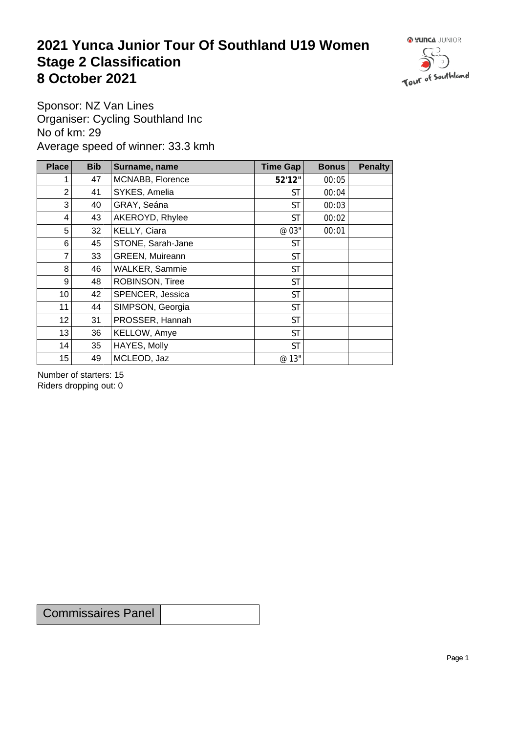# 2021 Yunca Junior Tour Of Southland U19 Women
# Stage 2 Classification
# 8 October 2021

Sponsor: NZ Van Lines
Organiser: Cycling Southland Inc
No of km: 29
Average speed of winner: 33.3 kmh

| Place | Bib | Surname, name | Time Gap | Bonus | Penalty |
|---|---|---|---|---|---|
| 1 | 47 | MCNABB, Florence | **52'12"** | 00:05 | |
| 2 | 41 | SYKES, Amelia | ST | 00:04 | |
| 3 | 40 | GRAY, Seána | ST | 00:03 | |
| 4 | 43 | AKEROYD, Rhylee | ST | 00:02 | |
| 5 | 32 | KELLY, Ciara | @ 03" | 00:01 | |
| 6 | 45 | STONE, Sarah-Jane | ST | | |
| 7 | 33 | GREEN, Muireann | ST | | |
| 8 | 46 | WALKER, Sammie | ST | | |
| 9 | 48 | ROBINSON, Tiree | ST | | |
| 10 | 42 | SPENCER, Jessica | ST | | |
| 11 | 44 | SIMPSON, Georgia | ST | | |
| 12 | 31 | PROSSER, Hannah | ST | | |
| 13 | 36 | KELLOW, Amye | ST | | |
| 14 | 35 | HAYES, Molly | ST | | |
| 15 | 49 | MCLEOD, Jaz | @ 13" | | |

Number of starters: 15
Riders dropping out: 0

| Commissaires Panel | |
|---|---|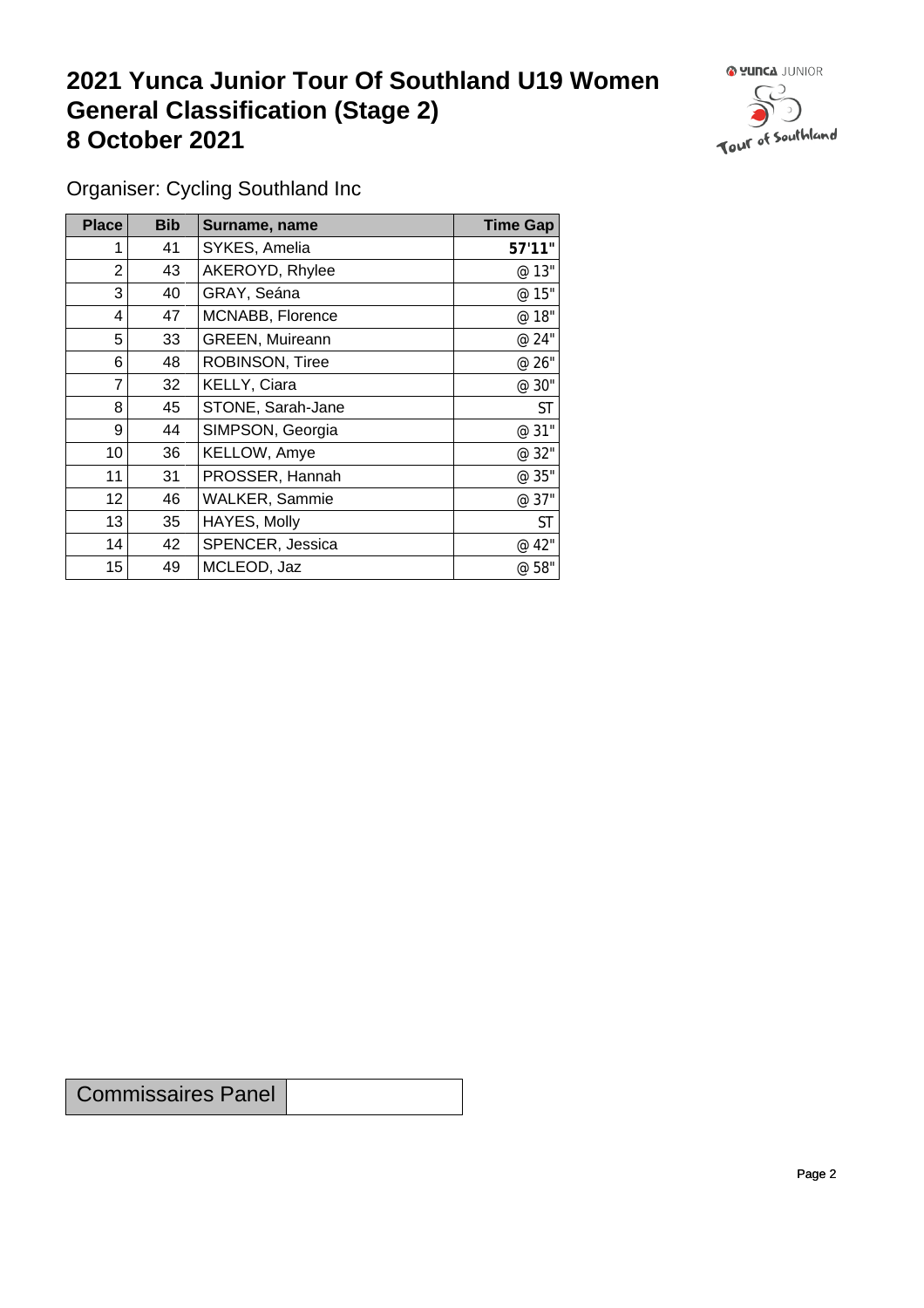# 2021 Yunca Junior Tour Of Southland U19 Women General Classification (Stage 2) 8 October 2021

Organiser: Cycling Southland Inc

| Place | Bib | Surname, name | Time Gap |
|---|---|---|---|
| 1 | 41 | SYKES, Amelia | **57'11"** |
| 2 | 43 | AKEROYD, Rhylee | @ 13" |
| 3 | 40 | GRAY, Seána | @ 15" |
| 4 | 47 | MCNABB, Florence | @ 18" |
| 5 | 33 | GREEN, Muireann | @ 24" |
| 6 | 48 | ROBINSON, Tiree | @ 26" |
| 7 | 32 | KELLY, Ciara | @ 30" |
| 8 | 45 | STONE, Sarah-Jane | ST |
| 9 | 44 | SIMPSON, Georgia | @ 31" |
| 10 | 36 | KELLOW, Amye | @ 32" |
| 11 | 31 | PROSSER, Hannah | @ 35" |
| 12 | 46 | WALKER, Sammie | @ 37" |
| 13 | 35 | HAYES, Molly | ST |
| 14 | 42 | SPENCER, Jessica | @ 42" |
| 15 | 49 | MCLEOD, Jaz | @ 58" |

| Commissaires Panel | |
|---|---|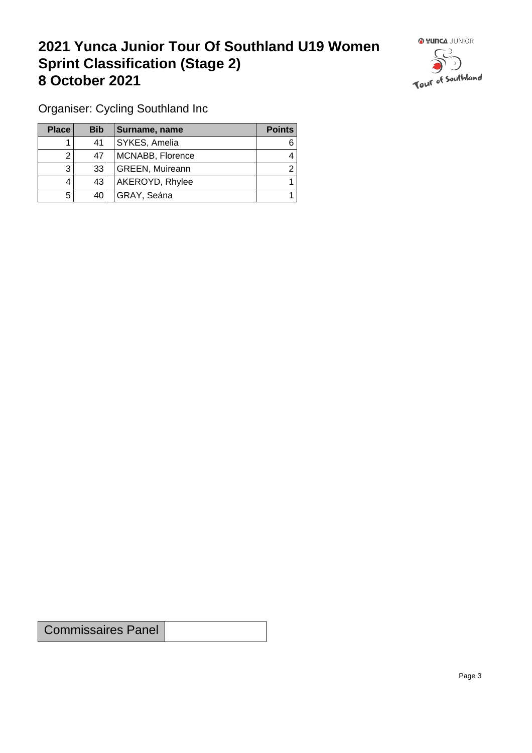# 2021 Yunca Junior Tour Of Southland U19 Women Sprint Classification (Stage 2) 8 October 2021

Organiser: Cycling Southland Inc

| Place | Bib | Surname, name | Points |
|---|---|---|---|
| 1 | 41 | SYKES, Amelia | 6 |
| 2 | 47 | MCNABB, Florence | 4 |
| 3 | 33 | GREEN, Muireann | 2 |
| 4 | 43 | AKEROYD, Rhylee | 1 |
| 5 | 40 | GRAY, Seána | 1 |

| Commissaires Panel | |
|---|---|